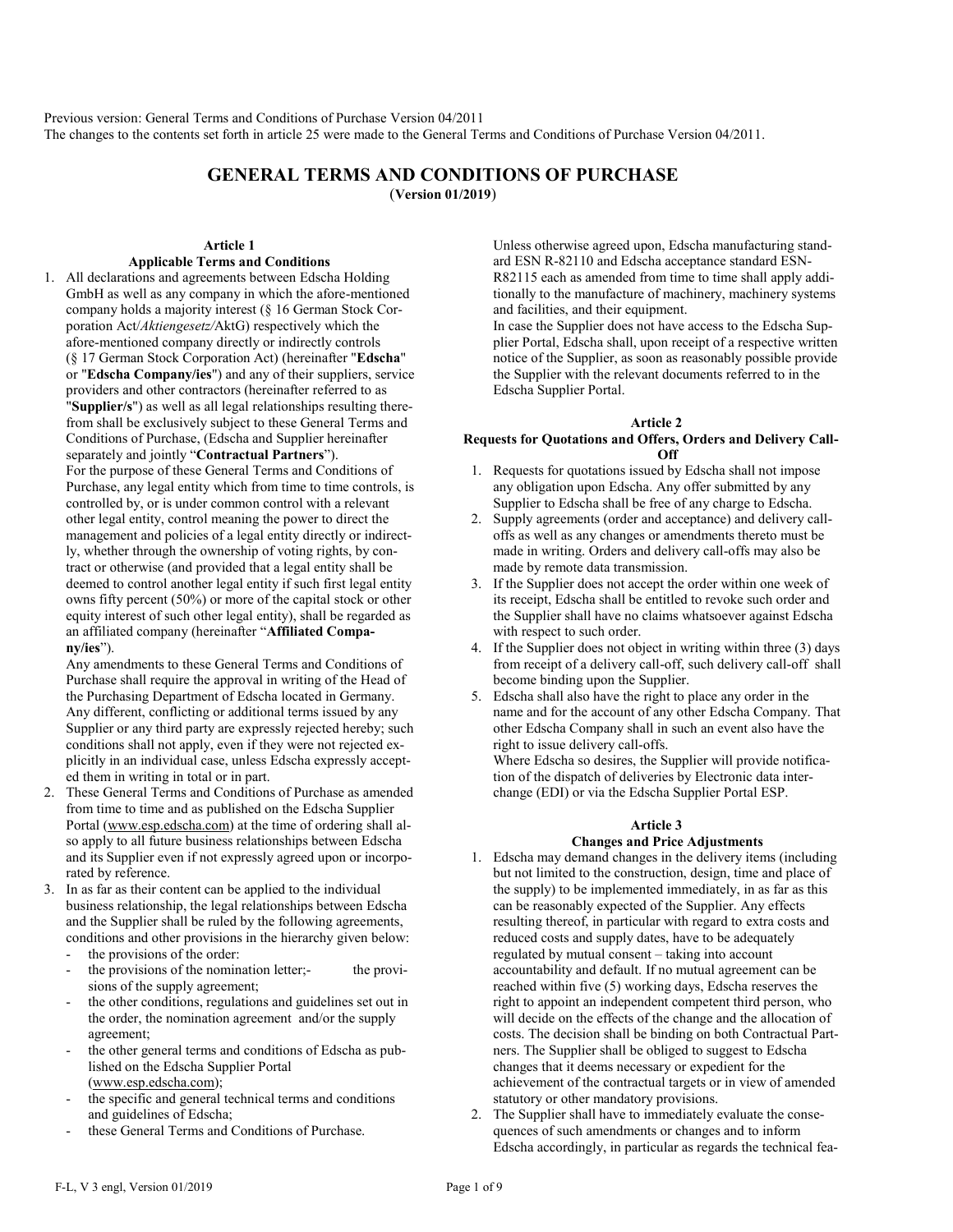Previous version: General Terms and Conditions of Purchase Version 04/2011
The changes to the contents set forth in article 25 were made to the General Terms and Conditions of Purchase Version 04/2011.

# GENERAL TERMS AND CONDITIONS OF PURCHASE

(**Version 01/2019**)

## Article 1
## Applicable Terms and Conditions

1. All declarations and agreements between Edscha Holding GmbH as well as any company in which the afore-mentioned company holds a majority interest (§ 16 German Stock Corporation Act/*Aktiengesetz*/AktG) respectively which the afore-mentioned company directly or indirectly controls (§ 17 German Stock Corporation Act) (hereinafter "**Edscha**" or "**Edscha Company/ies**") and any of their suppliers, service providers and other contractors (hereinafter referred to as "**Supplier/s**") as well as all legal relationships resulting therefrom shall be exclusively subject to these General Terms and Conditions of Purchase, (Edscha and Supplier hereinafter separately and jointly "**Contractual Partners**").
   For the purpose of these General Terms and Conditions of Purchase, any legal entity which from time to time controls, is controlled by, or is under common control with a relevant other legal entity, control meaning the power to direct the management and policies of a legal entity directly or indirectly, whether through the ownership of voting rights, by contract or otherwise (and provided that a legal entity shall be deemed to control another legal entity if such first legal entity owns fifty percent (50%) or more of the capital stock or other equity interest of such other legal entity), shall be regarded as an affiliated company (hereinafter "**Affiliated Company/ies**").
   Any amendments to these General Terms and Conditions of Purchase shall require the approval in writing of the Head of the Purchasing Department of Edscha located in Germany. Any different, conflicting or additional terms issued by any Supplier or any third party are expressly rejected hereby; such conditions shall not apply, even if they were not rejected explicitly in an individual case, unless Edscha expressly accepted them in writing in total or in part.
2. These General Terms and Conditions of Purchase as amended from time to time and as published on the Edscha Supplier Portal (www.esp.edscha.com) at the time of ordering shall also apply to all future business relationships between Edscha and its Supplier even if not expressly agreed upon or incorporated by reference.
3. In as far as their content can be applied to the individual business relationship, the legal relationships between Edscha and the Supplier shall be ruled by the following agreements, conditions and other provisions in the hierarchy given below:
   - the provisions of the order:
   - the provisions of the nomination letter;- the provisions of the supply agreement;
   - the other conditions, regulations and guidelines set out in the order, the nomination agreement and/or the supply agreement;
   - the other general terms and conditions of Edscha as published on the Edscha Supplier Portal (www.esp.edscha.com);
   - the specific and general technical terms and conditions and guidelines of Edscha;
   - these General Terms and Conditions of Purchase.

   Unless otherwise agreed upon, Edscha manufacturing standard ESN R-82110 and Edscha acceptance standard ESN-R82115 each as amended from time to time shall apply additionally to the manufacture of machinery, machinery systems and facilities, and their equipment.
   In case the Supplier does not have access to the Edscha Supplier Portal, Edscha shall, upon receipt of a respective written notice of the Supplier, as soon as reasonably possible provide the Supplier with the relevant documents referred to in the Edscha Supplier Portal.

## Article 2
## Requests for Quotations and Offers, Orders and Delivery Call-Off

1. Requests for quotations issued by Edscha shall not impose any obligation upon Edscha. Any offer submitted by any Supplier to Edscha shall be free of any charge to Edscha.
2. Supply agreements (order and acceptance) and delivery call-offs as well as any changes or amendments thereto must be made in writing. Orders and delivery call-offs may also be made by remote data transmission.
3. If the Supplier does not accept the order within one week of its receipt, Edscha shall be entitled to revoke such order and the Supplier shall have no claims whatsoever against Edscha with respect to such order.
4. If the Supplier does not object in writing within three (3) days from receipt of a delivery call-off, such delivery call-off shall become binding upon the Supplier.
5. Edscha shall also have the right to place any order in the name and for the account of any other Edscha Company. That other Edscha Company shall in such an event also have the right to issue delivery call-offs.
   Where Edscha so desires, the Supplier will provide notification of the dispatch of deliveries by Electronic data interchange (EDI) or via the Edscha Supplier Portal ESP.

## Article 3
## Changes and Price Adjustments

1. Edscha may demand changes in the delivery items (including but not limited to the construction, design, time and place of the supply) to be implemented immediately, in as far as this can be reasonably expected of the Supplier. Any effects resulting thereof, in particular with regard to extra costs and reduced costs and supply dates, have to be adequately regulated by mutual consent – taking into account accountability and default. If no mutual agreement can be reached within five (5) working days, Edscha reserves the right to appoint an independent competent third person, who will decide on the effects of the change and the allocation of costs. The decision shall be binding on both Contractual Partners. The Supplier shall be obliged to suggest to Edscha changes that it deems necessary or expedient for the achievement of the contractual targets or in view of amended statutory or other mandatory provisions.
2. The Supplier shall have to immediately evaluate the consequences of such amendments or changes and to inform Edscha accordingly, in particular as regards the technical fea-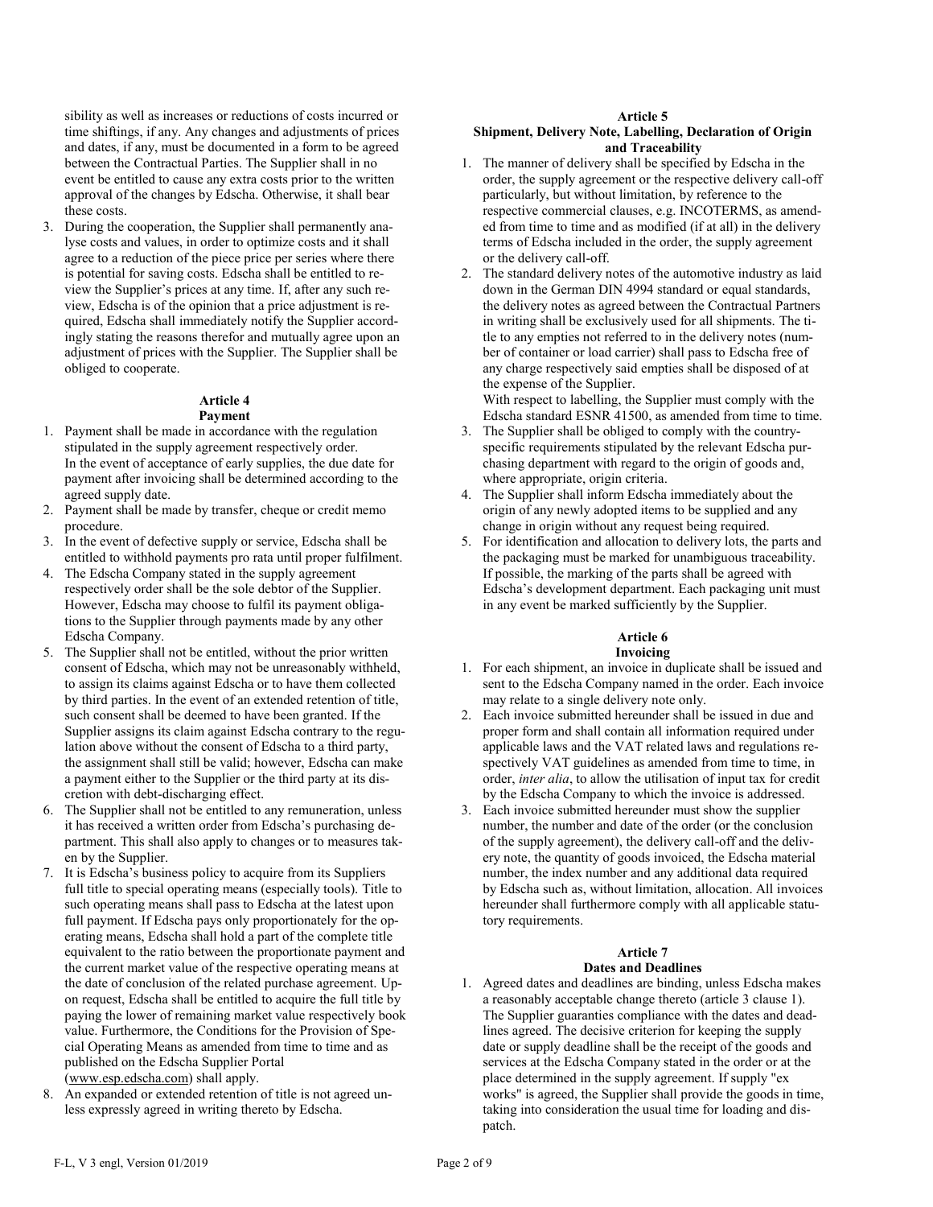sibility as well as increases or reductions of costs incurred or time shiftings, if any. Any changes and adjustments of prices and dates, if any, must be documented in a form to be agreed between the Contractual Parties. The Supplier shall in no event be entitled to cause any extra costs prior to the written approval of the changes by Edscha. Otherwise, it shall bear these costs.

3. During the cooperation, the Supplier shall permanently analyse costs and values, in order to optimize costs and it shall agree to a reduction of the piece price per series where there is potential for saving costs. Edscha shall be entitled to review the Supplier's prices at any time. If, after any such review, Edscha is of the opinion that a price adjustment is required, Edscha shall immediately notify the Supplier accordingly stating the reasons therefor and mutually agree upon an adjustment of prices with the Supplier. The Supplier shall be obliged to cooperate.

## Article 4
## Payment

1. Payment shall be made in accordance with the regulation stipulated in the supply agreement respectively order.
   In the event of acceptance of early supplies, the due date for payment after invoicing shall be determined according to the agreed supply date.
2. Payment shall be made by transfer, cheque or credit memo procedure.
3. In the event of defective supply or service, Edscha shall be entitled to withhold payments pro rata until proper fulfilment.
4. The Edscha Company stated in the supply agreement respectively order shall be the sole debtor of the Supplier. However, Edscha may choose to fulfil its payment obligations to the Supplier through payments made by any other Edscha Company.
5. The Supplier shall not be entitled, without the prior written consent of Edscha, which may not be unreasonably withheld, to assign its claims against Edscha or to have them collected by third parties. In the event of an extended retention of title, such consent shall be deemed to have been granted. If the Supplier assigns its claim against Edscha contrary to the regulation above without the consent of Edscha to a third party, the assignment shall still be valid; however, Edscha can make a payment either to the Supplier or the third party at its discretion with debt-discharging effect.
6. The Supplier shall not be entitled to any remuneration, unless it has received a written order from Edscha's purchasing department. This shall also apply to changes or to measures taken by the Supplier.
7. It is Edscha's business policy to acquire from its Suppliers full title to special operating means (especially tools). Title to such operating means shall pass to Edscha at the latest upon full payment. If Edscha pays only proportionately for the operating means, Edscha shall hold a part of the complete title equivalent to the ratio between the proportionate payment and the current market value of the respective operating means at the date of conclusion of the related purchase agreement. Upon request, Edscha shall be entitled to acquire the full title by paying the lower of remaining market value respectively book value. Furthermore, the Conditions for the Provision of Special Operating Means as amended from time to time and as published on the Edscha Supplier Portal (www.esp.edscha.com) shall apply.
8. An expanded or extended retention of title is not agreed unless expressly agreed in writing thereto by Edscha.

## Article 5
## Shipment, Delivery Note, Labelling, Declaration of Origin and Traceability

1. The manner of delivery shall be specified by Edscha in the order, the supply agreement or the respective delivery call-off particularly, but without limitation, by reference to the respective commercial clauses, e.g. INCOTERMS, as amended from time to time and as modified (if at all) in the delivery terms of Edscha included in the order, the supply agreement or the delivery call-off.
2. The standard delivery notes of the automotive industry as laid down in the German DIN 4994 standard or equal standards, the delivery notes as agreed between the Contractual Partners in writing shall be exclusively used for all shipments. The title to any empties not referred to in the delivery notes (number of container or load carrier) shall pass to Edscha free of any charge respectively said empties shall be disposed of at the expense of the Supplier.
   With respect to labelling, the Supplier must comply with the Edscha standard ESNR 41500, as amended from time to time.
3. The Supplier shall be obliged to comply with the country-specific requirements stipulated by the relevant Edscha purchasing department with regard to the origin of goods and, where appropriate, origin criteria.
4. The Supplier shall inform Edscha immediately about the origin of any newly adopted items to be supplied and any change in origin without any request being required.
5. For identification and allocation to delivery lots, the parts and the packaging must be marked for unambiguous traceability. If possible, the marking of the parts shall be agreed with Edscha's development department. Each packaging unit must in any event be marked sufficiently by the Supplier.

## Article 6
## Invoicing

1. For each shipment, an invoice in duplicate shall be issued and sent to the Edscha Company named in the order. Each invoice may relate to a single delivery note only.
2. Each invoice submitted hereunder shall be issued in due and proper form and shall contain all information required under applicable laws and the VAT related laws and regulations respectively VAT guidelines as amended from time to time, in order, *inter alia*, to allow the utilisation of input tax for credit by the Edscha Company to which the invoice is addressed.
3. Each invoice submitted hereunder must show the supplier number, the number and date of the order (or the conclusion of the supply agreement), the delivery call-off and the delivery note, the quantity of goods invoiced, the Edscha material number, the index number and any additional data required by Edscha such as, without limitation, allocation. All invoices hereunder shall furthermore comply with all applicable statutory requirements.

## Article 7
## Dates and Deadlines

1. Agreed dates and deadlines are binding, unless Edscha makes a reasonably acceptable change thereto (article 3 clause 1). The Supplier guaranties compliance with the dates and deadlines agreed. The decisive criterion for keeping the supply date or supply deadline shall be the receipt of the goods and services at the Edscha Company stated in the order or at the place determined in the supply agreement. If supply "ex works" is agreed, the Supplier shall provide the goods in time, taking into consideration the usual time for loading and dispatch.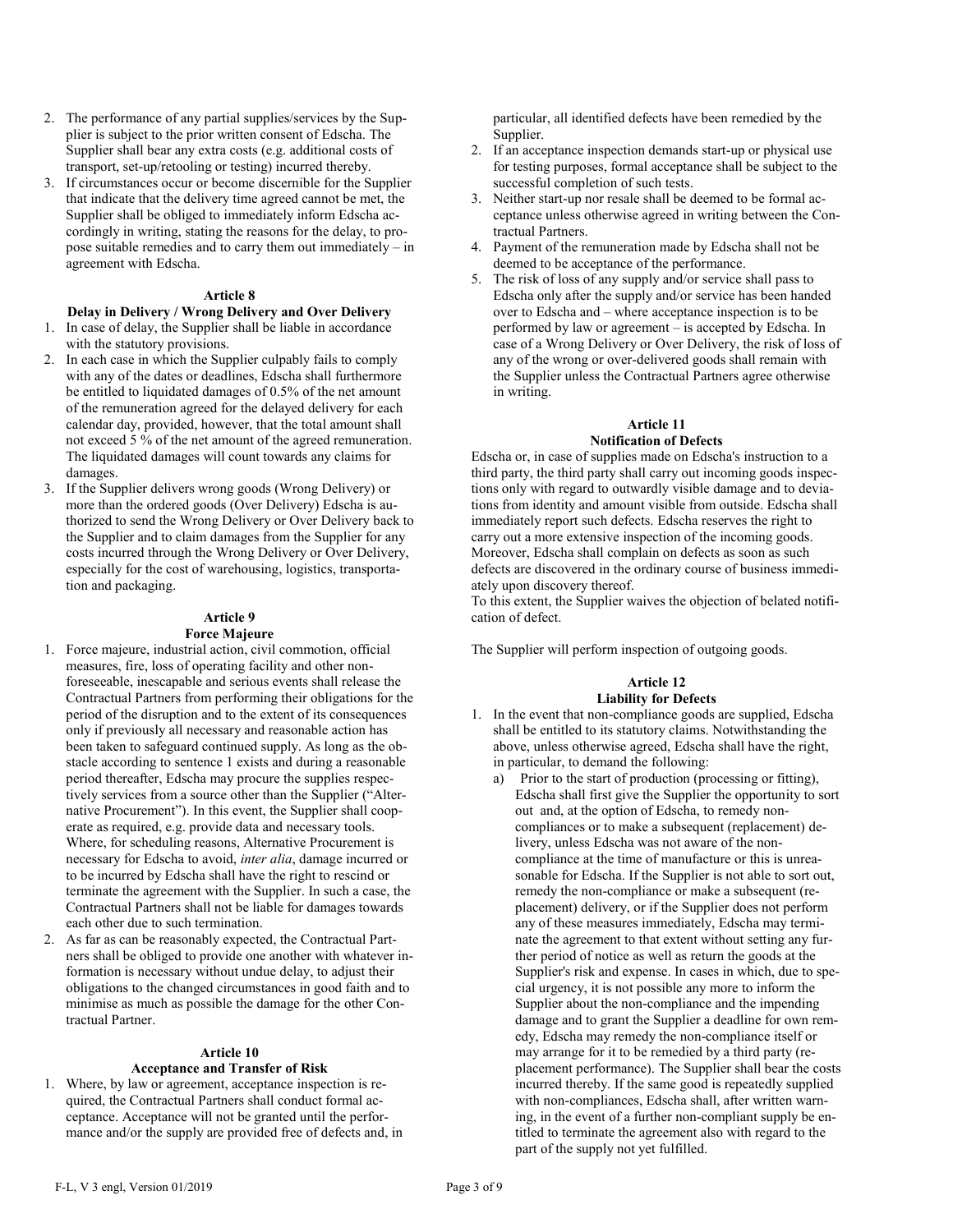2. The performance of any partial supplies/services by the Supplier is subject to the prior written consent of Edscha. The Supplier shall bear any extra costs (e.g. additional costs of transport, set-up/retooling or testing) incurred thereby.
3. If circumstances occur or become discernible for the Supplier that indicate that the delivery time agreed cannot be met, the Supplier shall be obliged to immediately inform Edscha accordingly in writing, stating the reasons for the delay, to propose suitable remedies and to carry them out immediately – in agreement with Edscha.

## Article 8
## Delay in Delivery / Wrong Delivery and Over Delivery

1. In case of delay, the Supplier shall be liable in accordance with the statutory provisions.
2. In each case in which the Supplier culpably fails to comply with any of the dates or deadlines, Edscha shall furthermore be entitled to liquidated damages of 0.5% of the net amount of the remuneration agreed for the delayed delivery for each calendar day, provided, however, that the total amount shall not exceed 5 % of the net amount of the agreed remuneration. The liquidated damages will count towards any claims for damages.
3. If the Supplier delivers wrong goods (Wrong Delivery) or more than the ordered goods (Over Delivery) Edscha is authorized to send the Wrong Delivery or Over Delivery back to the Supplier and to claim damages from the Supplier for any costs incurred through the Wrong Delivery or Over Delivery, especially for the cost of warehousing, logistics, transportation and packaging.

## Article 9
## Force Majeure

1. Force majeure, industrial action, civil commotion, official measures, fire, loss of operating facility and other non-foreseeable, inescapable and serious events shall release the Contractual Partners from performing their obligations for the period of the disruption and to the extent of its consequences only if previously all necessary and reasonable action has been taken to safeguard continued supply. As long as the obstacle according to sentence 1 exists and during a reasonable period thereafter, Edscha may procure the supplies respectively services from a source other than the Supplier ("Alternative Procurement"). In this event, the Supplier shall cooperate as required, e.g. provide data and necessary tools. Where, for scheduling reasons, Alternative Procurement is necessary for Edscha to avoid, *inter alia*, damage incurred or to be incurred by Edscha shall have the right to rescind or terminate the agreement with the Supplier. In such a case, the Contractual Partners shall not be liable for damages towards each other due to such termination.
2. As far as can be reasonably expected, the Contractual Partners shall be obliged to provide one another with whatever information is necessary without undue delay, to adjust their obligations to the changed circumstances in good faith and to minimise as much as possible the damage for the other Contractual Partner.

## Article 10
## Acceptance and Transfer of Risk

1. Where, by law or agreement, acceptance inspection is required, the Contractual Partners shall conduct formal acceptance. Acceptance will not be granted until the performance and/or the supply are provided free of defects and, in particular, all identified defects have been remedied by the Supplier.
2. If an acceptance inspection demands start-up or physical use for testing purposes, formal acceptance shall be subject to the successful completion of such tests.
3. Neither start-up nor resale shall be deemed to be formal acceptance unless otherwise agreed in writing between the Contractual Partners.
4. Payment of the remuneration made by Edscha shall not be deemed to be acceptance of the performance.
5. The risk of loss of any supply and/or service shall pass to Edscha only after the supply and/or service has been handed over to Edscha and – where acceptance inspection is to be performed by law or agreement – is accepted by Edscha. In case of a Wrong Delivery or Over Delivery, the risk of loss of any of the wrong or over-delivered goods shall remain with the Supplier unless the Contractual Partners agree otherwise in writing.

## Article 11
## Notification of Defects

Edscha or, in case of supplies made on Edscha's instruction to a third party, the third party shall carry out incoming goods inspections only with regard to outwardly visible damage and to deviations from identity and amount visible from outside. Edscha shall immediately report such defects. Edscha reserves the right to carry out a more extensive inspection of the incoming goods. Moreover, Edscha shall complain on defects as soon as such defects are discovered in the ordinary course of business immediately upon discovery thereof.
To this extent, the Supplier waives the objection of belated notification of defect.

The Supplier will perform inspection of outgoing goods.

## Article 12
## Liability for Defects

1. In the event that non-compliance goods are supplied, Edscha shall be entitled to its statutory claims. Notwithstanding the above, unless otherwise agreed, Edscha shall have the right, in particular, to demand the following:
   a) Prior to the start of production (processing or fitting), Edscha shall first give the Supplier the opportunity to sort out and, at the option of Edscha, to remedy non-compliances or to make a subsequent (replacement) delivery, unless Edscha was not aware of the non-compliance at the time of manufacture or this is unreasonable for Edscha. If the Supplier is not able to sort out, remedy the non-compliance or make a subsequent (replacement) delivery, or if the Supplier does not perform any of these measures immediately, Edscha may terminate the agreement to that extent without setting any further period of notice as well as return the goods at the Supplier's risk and expense. In cases in which, due to special urgency, it is not possible any more to inform the Supplier about the non-compliance and the impending damage and to grant the Supplier a deadline for own remedy, Edscha may remedy the non-compliance itself or may arrange for it to be remedied by a third party (replacement performance). The Supplier shall bear the costs incurred thereby. If the same good is repeatedly supplied with non-compliances, Edscha shall, after written warning, in the event of a further non-compliant supply be entitled to terminate the agreement also with regard to the part of the supply not yet fulfilled.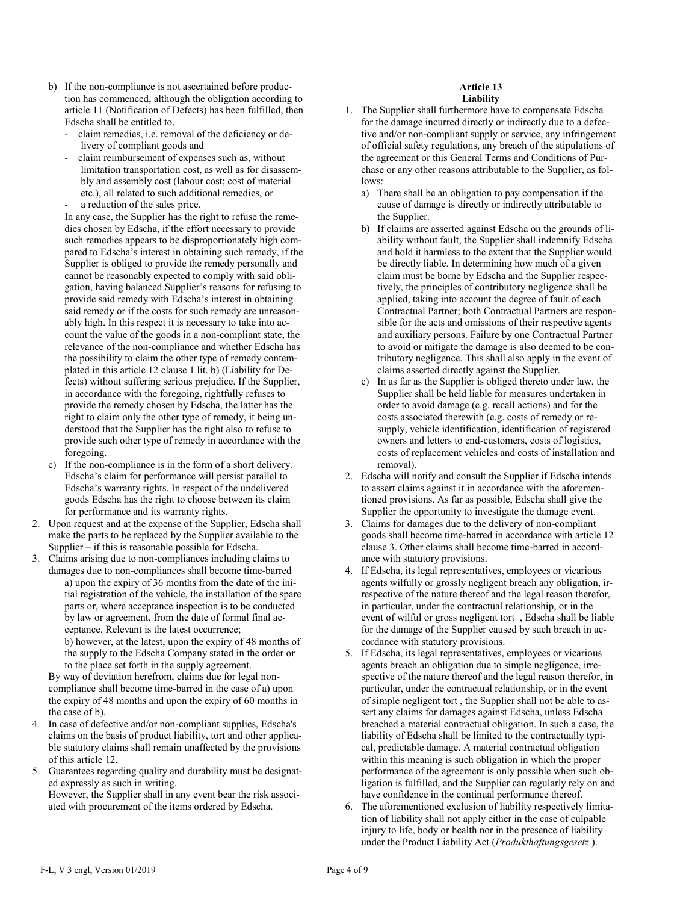b) If the non-compliance is not ascertained before production has commenced, although the obligation according to article 11 (Notification of Defects) has been fulfilled, then Edscha shall be entitled to,
   - claim remedies, i.e. removal of the deficiency or delivery of compliant goods and
   - claim reimbursement of expenses such as, without limitation transportation cost, as well as for disassembly and assembly cost (labour cost; cost of material etc.), all related to such additional remedies, or
   - a reduction of the sales price.

   In any case, the Supplier has the right to refuse the remedies chosen by Edscha, if the effort necessary to provide such remedies appears to be disproportionately high compared to Edscha's interest in obtaining such remedy, if the Supplier is obliged to provide the remedy personally and cannot be reasonably expected to comply with said obligation, having balanced Supplier's reasons for refusing to provide said remedy with Edscha's interest in obtaining said remedy or if the costs for such remedy are unreasonably high. In this respect it is necessary to take into account the value of the goods in a non-compliant state, the relevance of the non-compliance and whether Edscha has the possibility to claim the other type of remedy contemplated in this article 12 clause 1 lit. b) (Liability for Defects) without suffering serious prejudice. If the Supplier, in accordance with the foregoing, rightfully refuses to provide the remedy chosen by Edscha, the latter has the right to claim only the other type of remedy, it being understood that the Supplier has the right also to refuse to provide such other type of remedy in accordance with the foregoing.

c) If the non-compliance is in the form of a short delivery. Edscha's claim for performance will persist parallel to Edscha's warranty rights. In respect of the undelivered goods Edscha has the right to choose between its claim for performance and its warranty rights.

2. Upon request and at the expense of the Supplier, Edscha shall make the parts to be replaced by the Supplier available to the Supplier – if this is reasonable possible for Edscha.
3. Claims arising due to non-compliances including claims to damages due to non-compliances shall become time-barred

   a) upon the expiry of 36 months from the date of the initial registration of the vehicle, the installation of the spare parts or, where acceptance inspection is to be conducted by law or agreement, from the date of formal final acceptance. Relevant is the latest occurrence;

   b) however, at the latest, upon the expiry of 48 months of the supply to the Edscha Company stated in the order or to the place set forth in the supply agreement.

   By way of deviation herefrom, claims due for legal non-compliance shall become time-barred in the case of a) upon the expiry of 48 months and upon the expiry of 60 months in the case of b).
4. In case of defective and/or non-compliant supplies, Edscha's claims on the basis of product liability, tort and other applicable statutory claims shall remain unaffected by the provisions of this article 12.
5. Guarantees regarding quality and durability must be designated expressly as such in writing.

   However, the Supplier shall in any event bear the risk associated with procurement of the items ordered by Edscha.

## Article 13
## Liability

1. The Supplier shall furthermore have to compensate Edscha for the damage incurred directly or indirectly due to a defective and/or non-compliant supply or service, any infringement of official safety regulations, any breach of the stipulations of the agreement or this General Terms and Conditions of Purchase or any other reasons attributable to the Supplier, as follows:
   a) There shall be an obligation to pay compensation if the cause of damage is directly or indirectly attributable to the Supplier.
   b) If claims are asserted against Edscha on the grounds of liability without fault, the Supplier shall indemnify Edscha and hold it harmless to the extent that the Supplier would be directly liable. In determining how much of a given claim must be borne by Edscha and the Supplier respectively, the principles of contributory negligence shall be applied, taking into account the degree of fault of each Contractual Partner; both Contractual Partners are responsible for the acts and omissions of their respective agents and auxiliary persons. Failure by one Contractual Partner to avoid or mitigate the damage is also deemed to be contributory negligence. This shall also apply in the event of claims asserted directly against the Supplier.
   c) In as far as the Supplier is obliged thereto under law, the Supplier shall be held liable for measures undertaken in order to avoid damage (e.g. recall actions) and for the costs associated therewith (e.g. costs of remedy or resupply, vehicle identification, identification of registered owners and letters to end-customers, costs of logistics, costs of replacement vehicles and costs of installation and removal).
2. Edscha will notify and consult the Supplier if Edscha intends to assert claims against it in accordance with the aforementioned provisions. As far as possible, Edscha shall give the Supplier the opportunity to investigate the damage event.
3. Claims for damages due to the delivery of non-compliant goods shall become time-barred in accordance with article 12 clause 3. Other claims shall become time-barred in accordance with statutory provisions.
4. If Edscha, its legal representatives, employees or vicarious agents wilfully or grossly negligent breach any obligation, irrespective of the nature thereof and the legal reason therefor, in particular, under the contractual relationship, or in the event of wilful or gross negligent tort , Edscha shall be liable for the damage of the Supplier caused by such breach in accordance with statutory provisions.
5. If Edscha, its legal representatives, employees or vicarious agents breach an obligation due to simple negligence, irrespective of the nature thereof and the legal reason therefor, in particular, under the contractual relationship, or in the event of simple negligent tort , the Supplier shall not be able to assert any claims for damages against Edscha, unless Edscha breached a material contractual obligation. In such a case, the liability of Edscha shall be limited to the contractually typical, predictable damage. A material contractual obligation within this meaning is such obligation in which the proper performance of the agreement is only possible when such obligation is fulfilled, and the Supplier can regularly rely on and have confidence in the continual performance thereof.
6. The aforementioned exclusion of liability respectively limitation of liability shall not apply either in the case of culpable injury to life, body or health nor in the presence of liability under the Product Liability Act (*Produkthaftungsgesetz* ).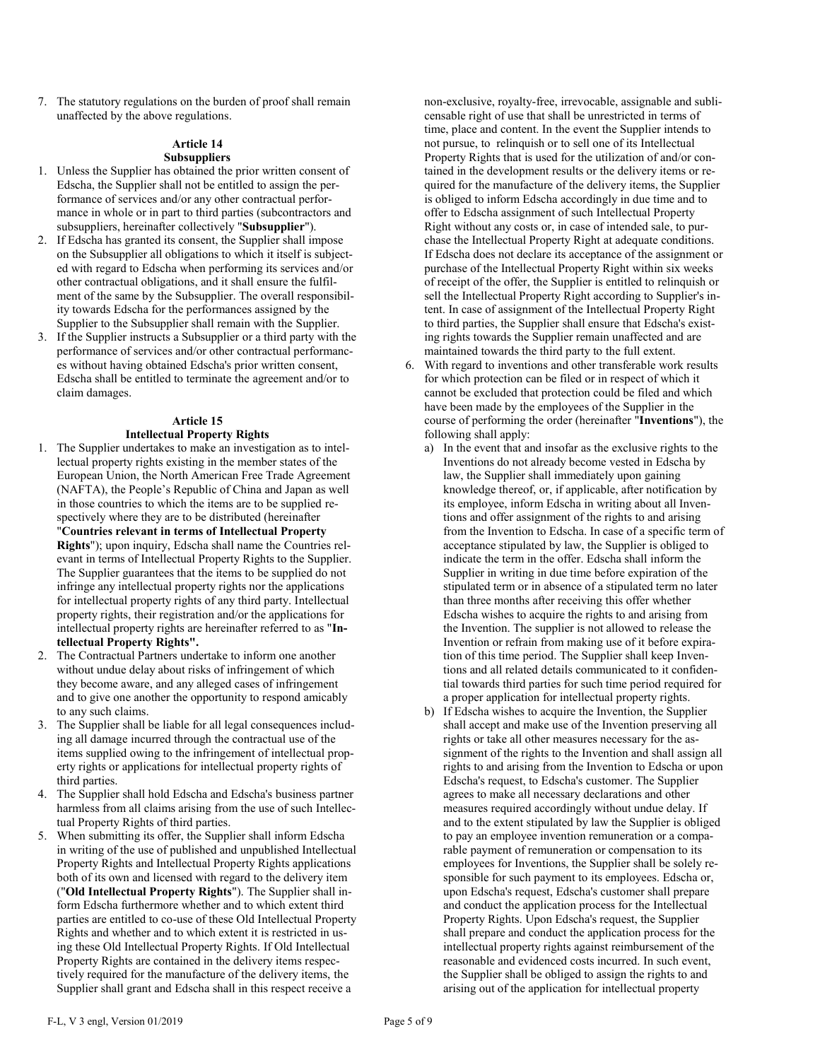7. The statutory regulations on the burden of proof shall remain unaffected by the above regulations.

## Article 14
## Subsuppliers

1. Unless the Supplier has obtained the prior written consent of Edscha, the Supplier shall not be entitled to assign the performance of services and/or any other contractual performance in whole or in part to third parties (subcontractors and subsuppliers, hereinafter collectively "**Subsupplier**").
2. If Edscha has granted its consent, the Supplier shall impose on the Subsupplier all obligations to which it itself is subjected with regard to Edscha when performing its services and/or other contractual obligations, and it shall ensure the fulfilment of the same by the Subsupplier. The overall responsibility towards Edscha for the performances assigned by the Supplier to the Subsupplier shall remain with the Supplier.
3. If the Supplier instructs a Subsupplier or a third party with the performance of services and/or other contractual performances without having obtained Edscha's prior written consent, Edscha shall be entitled to terminate the agreement and/or to claim damages.

## Article 15
## Intellectual Property Rights

1. The Supplier undertakes to make an investigation as to intellectual property rights existing in the member states of the European Union, the North American Free Trade Agreement (NAFTA), the People's Republic of China and Japan as well in those countries to which the items are to be supplied respectively where they are to be distributed (hereinafter "**Countries relevant in terms of Intellectual Property Rights**"); upon inquiry, Edscha shall name the Countries relevant in terms of Intellectual Property Rights to the Supplier. The Supplier guarantees that the items to be supplied do not infringe any intellectual property rights nor the applications for intellectual property rights of any third party. Intellectual property rights, their registration and/or the applications for intellectual property rights are hereinafter referred to as "**Intellectual Property Rights".**
2. The Contractual Partners undertake to inform one another without undue delay about risks of infringement of which they become aware, and any alleged cases of infringement and to give one another the opportunity to respond amicably to any such claims.
3. The Supplier shall be liable for all legal consequences including all damage incurred through the contractual use of the items supplied owing to the infringement of intellectual property rights or applications for intellectual property rights of third parties.
4. The Supplier shall hold Edscha and Edscha's business partner harmless from all claims arising from the use of such Intellectual Property Rights of third parties.
5. When submitting its offer, the Supplier shall inform Edscha in writing of the use of published and unpublished Intellectual Property Rights and Intellectual Property Rights applications both of its own and licensed with regard to the delivery item ("**Old Intellectual Property Rights**"). The Supplier shall inform Edscha furthermore whether and to which extent third parties are entitled to co-use of these Old Intellectual Property Rights and whether and to which extent it is restricted in using these Old Intellectual Property Rights. If Old Intellectual Property Rights are contained in the delivery items respectively required for the manufacture of the delivery items, the Supplier shall grant and Edscha shall in this respect receive a non-exclusive, royalty-free, irrevocable, assignable and sublicensable right of use that shall be unrestricted in terms of time, place and content. In the event the Supplier intends to not pursue, to relinquish or to sell one of its Intellectual Property Rights that is used for the utilization of and/or contained in the development results or the delivery items or required for the manufacture of the delivery items, the Supplier is obliged to inform Edscha accordingly in due time and to offer to Edscha assignment of such Intellectual Property Right without any costs or, in case of intended sale, to purchase the Intellectual Property Right at adequate conditions. If Edscha does not declare its acceptance of the assignment or purchase of the Intellectual Property Right within six weeks of receipt of the offer, the Supplier is entitled to relinquish or sell the Intellectual Property Right according to Supplier's intent. In case of assignment of the Intellectual Property Right to third parties, the Supplier shall ensure that Edscha's existing rights towards the Supplier remain unaffected and are maintained towards the third party to the full extent.
6. With regard to inventions and other transferable work results for which protection can be filed or in respect of which it cannot be excluded that protection could be filed and which have been made by the employees of the Supplier in the course of performing the order (hereinafter "**Inventions**"), the following shall apply:
   a) In the event that and insofar as the exclusive rights to the Inventions do not already become vested in Edscha by law, the Supplier shall immediately upon gaining knowledge thereof, or, if applicable, after notification by its employee, inform Edscha in writing about all Inventions and offer assignment of the rights to and arising from the Invention to Edscha. In case of a specific term of acceptance stipulated by law, the Supplier is obliged to indicate the term in the offer. Edscha shall inform the Supplier in writing in due time before expiration of the stipulated term or in absence of a stipulated term no later than three months after receiving this offer whether Edscha wishes to acquire the rights to and arising from the Invention. The supplier is not allowed to release the Invention or refrain from making use of it before expiration of this time period. The Supplier shall keep Inventions and all related details communicated to it confidential towards third parties for such time period required for a proper application for intellectual property rights.
   b) If Edscha wishes to acquire the Invention, the Supplier shall accept and make use of the Invention preserving all rights or take all other measures necessary for the assignment of the rights to the Invention and shall assign all rights to and arising from the Invention to Edscha or upon Edscha's request, to Edscha's customer. The Supplier agrees to make all necessary declarations and other measures required accordingly without undue delay. If and to the extent stipulated by law the Supplier is obliged to pay an employee invention remuneration or a comparable payment of remuneration or compensation to its employees for Inventions, the Supplier shall be solely responsible for such payment to its employees. Edscha or, upon Edscha's request, Edscha's customer shall prepare and conduct the application process for the Intellectual Property Rights. Upon Edscha's request, the Supplier shall prepare and conduct the application process for the intellectual property rights against reimbursement of the reasonable and evidenced costs incurred. In such event, the Supplier shall be obliged to assign the rights to and arising out of the application for intellectual property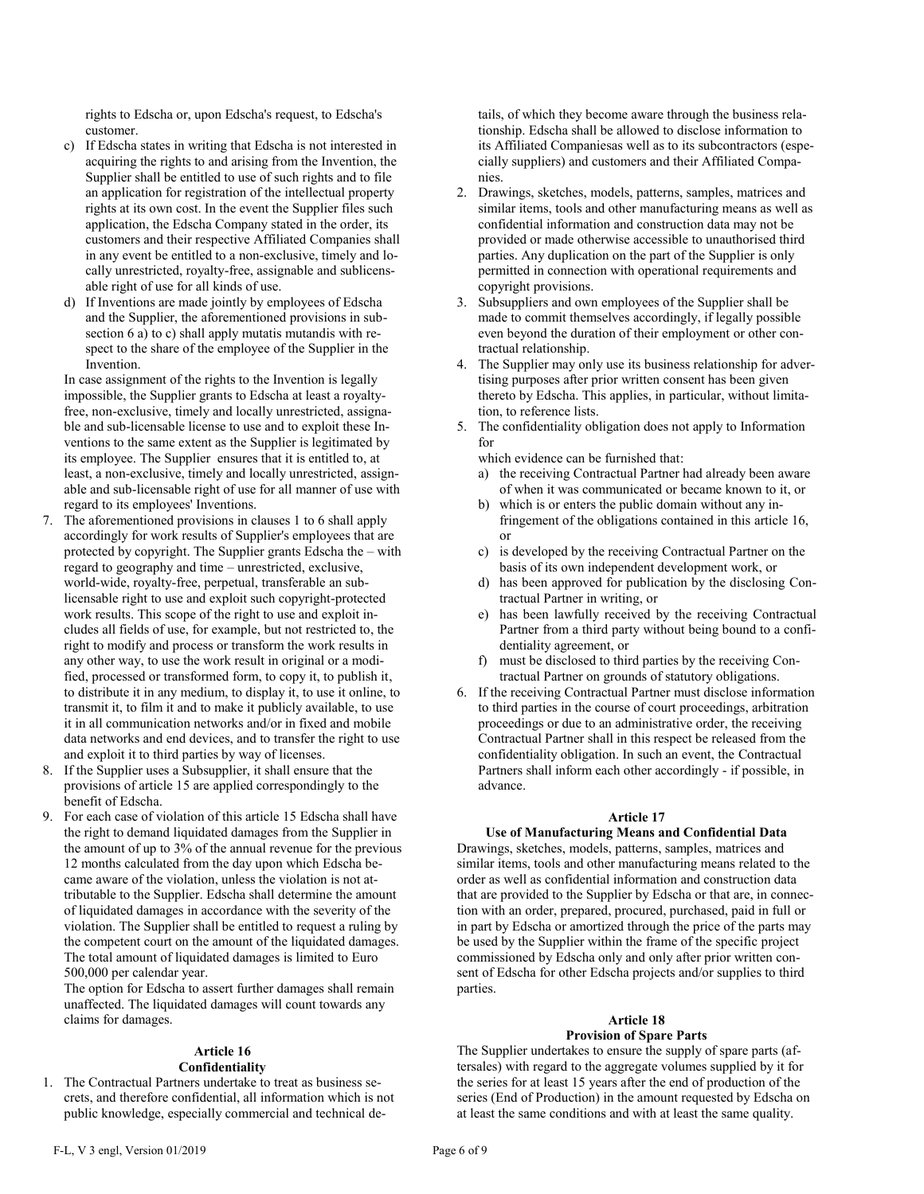rights to Edscha or, upon Edscha's request, to Edscha's customer.

c) If Edscha states in writing that Edscha is not interested in acquiring the rights to and arising from the Invention, the Supplier shall be entitled to use of such rights and to file an application for registration of the intellectual property rights at its own cost. In the event the Supplier files such application, the Edscha Company stated in the order, its customers and their respective Affiliated Companies shall in any event be entitled to a non-exclusive, timely and locally unrestricted, royalty-free, assignable and sublicensable right of use for all kinds of use.

d) If Inventions are made jointly by employees of Edscha and the Supplier, the aforementioned provisions in subsection 6 a) to c) shall apply mutatis mutandis with respect to the share of the employee of the Supplier in the Invention.

In case assignment of the rights to the Invention is legally impossible, the Supplier grants to Edscha at least a royalty-free, non-exclusive, timely and locally unrestricted, assignable and sub-licensable license to use and to exploit these Inventions to the same extent as the Supplier is legitimated by its employee. The Supplier ensures that it is entitled to, at least, a non-exclusive, timely and locally unrestricted, assignable and sub-licensable right of use for all manner of use with regard to its employees' Inventions.

7. The aforementioned provisions in clauses 1 to 6 shall apply accordingly for work results of Supplier's employees that are protected by copyright. The Supplier grants Edscha the – with regard to geography and time – unrestricted, exclusive, world-wide, royalty-free, perpetual, transferable an sub-licensable right to use and exploit such copyright-protected work results. This scope of the right to use and exploit includes all fields of use, for example, but not restricted to, the right to modify and process or transform the work results in any other way, to use the work result in original or a modified, processed or transformed form, to copy it, to publish it, to distribute it in any medium, to display it, to use it online, to transmit it, to film it and to make it publicly available, to use it in all communication networks and/or in fixed and mobile data networks and end devices, and to transfer the right to use and exploit it to third parties by way of licenses.
8. If the Supplier uses a Subsupplier, it shall ensure that the provisions of article 15 are applied correspondingly to the benefit of Edscha.
9. For each case of violation of this article 15 Edscha shall have the right to demand liquidated damages from the Supplier in the amount of up to 3% of the annual revenue for the previous 12 months calculated from the day upon which Edscha became aware of the violation, unless the violation is not attributable to the Supplier. Edscha shall determine the amount of liquidated damages in accordance with the severity of the violation. The Supplier shall be entitled to request a ruling by the competent court on the amount of the liquidated damages. The total amount of liquidated damages is limited to Euro 500,000 per calendar year.

The option for Edscha to assert further damages shall remain unaffected. The liquidated damages will count towards any claims for damages.

## Article 16
## Confidentiality

1. The Contractual Partners undertake to treat as business secrets, and therefore confidential, all information which is not public knowledge, especially commercial and technical details, of which they become aware through the business relationship. Edscha shall be allowed to disclose information to its Affiliated Companiesas well as to its subcontractors (especially suppliers) and customers and their Affiliated Companies.
2. Drawings, sketches, models, patterns, samples, matrices and similar items, tools and other manufacturing means as well as confidential information and construction data may not be provided or made otherwise accessible to unauthorised third parties. Any duplication on the part of the Supplier is only permitted in connection with operational requirements and copyright provisions.
3. Subsuppliers and own employees of the Supplier shall be made to commit themselves accordingly, if legally possible even beyond the duration of their employment or other contractual relationship.
4. The Supplier may only use its business relationship for advertising purposes after prior written consent has been given thereto by Edscha. This applies, in particular, without limitation, to reference lists.
5. The confidentiality obligation does not apply to Information for

   which evidence can be furnished that:

   a) the receiving Contractual Partner had already been aware of when it was communicated or became known to it, or
   b) which is or enters the public domain without any infringement of the obligations contained in this article 16, or
   c) is developed by the receiving Contractual Partner on the basis of its own independent development work, or
   d) has been approved for publication by the disclosing Contractual Partner in writing, or
   e) has been lawfully received by the receiving Contractual Partner from a third party without being bound to a confidentiality agreement, or
   f) must be disclosed to third parties by the receiving Contractual Partner on grounds of statutory obligations.
6. If the receiving Contractual Partner must disclose information to third parties in the course of court proceedings, arbitration proceedings or due to an administrative order, the receiving Contractual Partner shall in this respect be released from the confidentiality obligation. In such an event, the Contractual Partners shall inform each other accordingly - if possible, in advance.

## Article 17
## Use of Manufacturing Means and Confidential Data

Drawings, sketches, models, patterns, samples, matrices and similar items, tools and other manufacturing means related to the order as well as confidential information and construction data that are provided to the Supplier by Edscha or that are, in connection with an order, prepared, procured, purchased, paid in full or in part by Edscha or amortized through the price of the parts may be used by the Supplier within the frame of the specific project commissioned by Edscha only and only after prior written consent of Edscha for other Edscha projects and/or supplies to third parties.

## Article 18
## Provision of Spare Parts

The Supplier undertakes to ensure the supply of spare parts (aftersales) with regard to the aggregate volumes supplied by it for the series for at least 15 years after the end of production of the series (End of Production) in the amount requested by Edscha on at least the same conditions and with at least the same quality.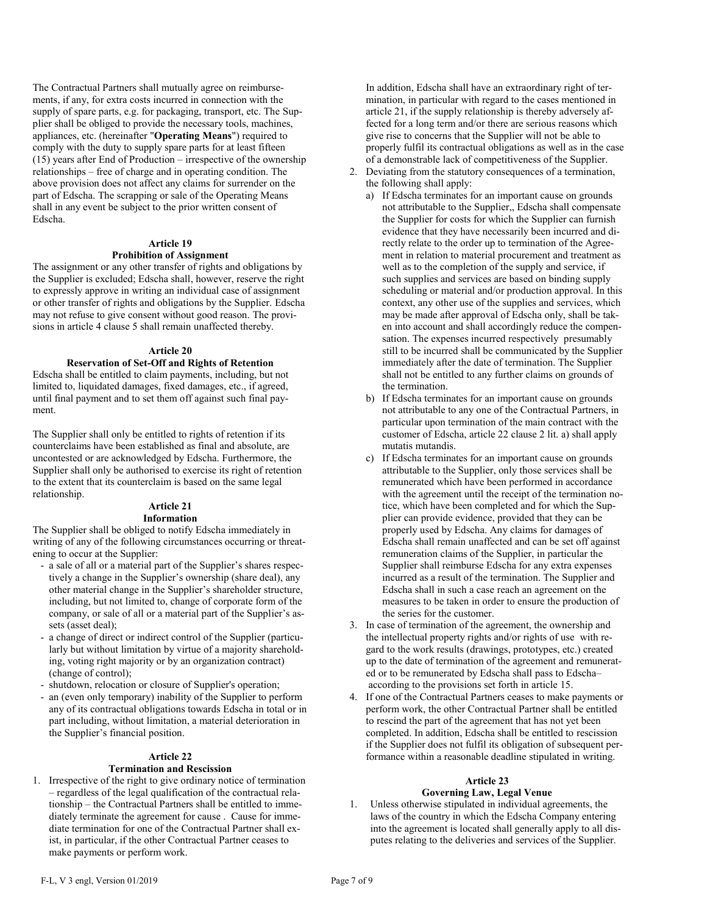The Contractual Partners shall mutually agree on reimbursements, if any, for extra costs incurred in connection with the supply of spare parts, e.g. for packaging, transport, etc. The Supplier shall be obliged to provide the necessary tools, machines, appliances, etc. (hereinafter "**Operating Means**") required to comply with the duty to supply spare parts for at least fifteen (15) years after End of Production – irrespective of the ownership relationships – free of charge and in operating condition. The above provision does not affect any claims for surrender on the part of Edscha. The scrapping or sale of the Operating Means shall in any event be subject to the prior written consent of Edscha.

## Article 19
## Prohibition of Assignment

The assignment or any other transfer of rights and obligations by the Supplier is excluded; Edscha shall, however, reserve the right to expressly approve in writing an individual case of assignment or other transfer of rights and obligations by the Supplier. Edscha may not refuse to give consent without good reason. The provisions in article 4 clause 5 shall remain unaffected thereby.

## Article 20
## Reservation of Set-Off and Rights of Retention

Edscha shall be entitled to claim payments, including, but not limited to, liquidated damages, fixed damages, etc., if agreed, until final payment and to set them off against such final payment.

The Supplier shall only be entitled to rights of retention if its counterclaims have been established as final and absolute, are uncontested or are acknowledged by Edscha. Furthermore, the Supplier shall only be authorised to exercise its right of retention to the extent that its counterclaim is based on the same legal relationship.

## Article 21
## Information

The Supplier shall be obliged to notify Edscha immediately in writing of any of the following circumstances occurring or threatening to occur at the Supplier:

- a sale of all or a material part of the Supplier's shares respectively a change in the Supplier's ownership (share deal), any other material change in the Supplier's shareholder structure, including, but not limited to, change of corporate form of the company, or sale of all or a material part of the Supplier's assets (asset deal);
- a change of direct or indirect control of the Supplier (particularly but without limitation by virtue of a majority shareholding, voting right majority or by an organization contract) (change of control);
- shutdown, relocation or closure of Supplier's operation;
- an (even only temporary) inability of the Supplier to perform any of its contractual obligations towards Edscha in total or in part including, without limitation, a material deterioration in the Supplier's financial position.

## Article 22
## Termination and Rescission

1. Irrespective of the right to give ordinary notice of termination – regardless of the legal qualification of the contractual relationship – the Contractual Partners shall be entitled to immediately terminate the agreement for cause . Cause for immediate termination for one of the Contractual Partner shall exist, in particular, if the other Contractual Partner ceases to make payments or perform work.

   In addition, Edscha shall have an extraordinary right of termination, in particular with regard to the cases mentioned in article 21, if the supply relationship is thereby adversely affected for a long term and/or there are serious reasons which give rise to concerns that the Supplier will not be able to properly fulfil its contractual obligations as well as in the case of a demonstrable lack of competitiveness of the Supplier.
2. Deviating from the statutory consequences of a termination, the following shall apply:
   a) If Edscha terminates for an important cause on grounds not attributable to the Supplier,, Edscha shall compensate the Supplier for costs for which the Supplier can furnish evidence that they have necessarily been incurred and directly relate to the order up to termination of the Agreement in relation to material procurement and treatment as well as to the completion of the supply and service, if such supplies and services are based on binding supply scheduling or material and/or production approval. In this context, any other use of the supplies and services, which may be made after approval of Edscha only, shall be taken into account and shall accordingly reduce the compensation. The expenses incurred respectively presumably still to be incurred shall be communicated by the Supplier immediately after the date of termination. The Supplier shall not be entitled to any further claims on grounds of the termination.
   b) If Edscha terminates for an important cause on grounds not attributable to any one of the Contractual Partners, in particular upon termination of the main contract with the customer of Edscha, article 22 clause 2 lit. a) shall apply mutatis mutandis.
   c) If Edscha terminates for an important cause on grounds attributable to the Supplier, only those services shall be remunerated which have been performed in accordance with the agreement until the receipt of the termination notice, which have been completed and for which the Supplier can provide evidence, provided that they can be properly used by Edscha. Any claims for damages of Edscha shall remain unaffected and can be set off against remuneration claims of the Supplier, in particular the Supplier shall reimburse Edscha for any extra expenses incurred as a result of the termination. The Supplier and Edscha shall in such a case reach an agreement on the measures to be taken in order to ensure the production of the series for the customer.
3. In case of termination of the agreement, the ownership and the intellectual property rights and/or rights of use with regard to the work results (drawings, prototypes, etc.) created up to the date of termination of the agreement and remunerated or to be remunerated by Edscha shall pass to Edscha– according to the provisions set forth in article 15.
4. If one of the Contractual Partners ceases to make payments or perform work, the other Contractual Partner shall be entitled to rescind the part of the agreement that has not yet been completed. In addition, Edscha shall be entitled to rescission if the Supplier does not fulfil its obligation of subsequent performance within a reasonable deadline stipulated in writing.

## Article 23
## Governing Law, Legal Venue

1. Unless otherwise stipulated in individual agreements, the laws of the country in which the Edscha Company entering into the agreement is located shall generally apply to all disputes relating to the deliveries and services of the Supplier.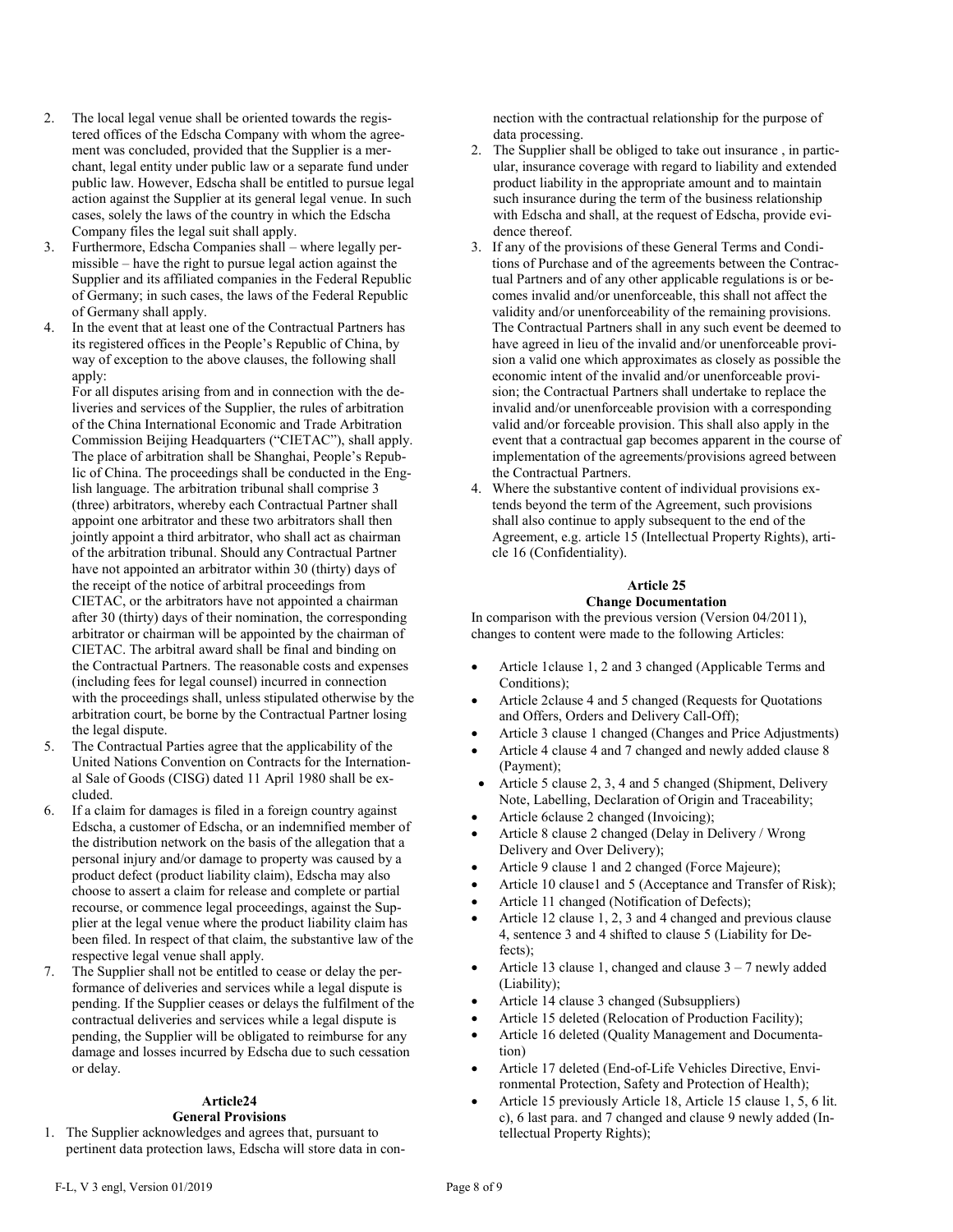2. The local legal venue shall be oriented towards the registered offices of the Edscha Company with whom the agreement was concluded, provided that the Supplier is a merchant, legal entity under public law or a separate fund under public law. However, Edscha shall be entitled to pursue legal action against the Supplier at its general legal venue. In such cases, solely the laws of the country in which the Edscha Company files the legal suit shall apply.
3. Furthermore, Edscha Companies shall – where legally permissible – have the right to pursue legal action against the Supplier and its affiliated companies in the Federal Republic of Germany; in such cases, the laws of the Federal Republic of Germany shall apply.
4. In the event that at least one of the Contractual Partners has its registered offices in the People's Republic of China, by way of exception to the above clauses, the following shall apply:
   For all disputes arising from and in connection with the deliveries and services of the Supplier, the rules of arbitration of the China International Economic and Trade Arbitration Commission Beijing Headquarters ("CIETAC"), shall apply. The place of arbitration shall be Shanghai, People's Republic of China. The proceedings shall be conducted in the English language. The arbitration tribunal shall comprise 3 (three) arbitrators, whereby each Contractual Partner shall appoint one arbitrator and these two arbitrators shall then jointly appoint a third arbitrator, who shall act as chairman of the arbitration tribunal. Should any Contractual Partner have not appointed an arbitrator within 30 (thirty) days of the receipt of the notice of arbitral proceedings from CIETAC, or the arbitrators have not appointed a chairman after 30 (thirty) days of their nomination, the corresponding arbitrator or chairman will be appointed by the chairman of CIETAC. The arbitral award shall be final and binding on the Contractual Partners. The reasonable costs and expenses (including fees for legal counsel) incurred in connection with the proceedings shall, unless stipulated otherwise by the arbitration court, be borne by the Contractual Partner losing the legal dispute.
5. The Contractual Parties agree that the applicability of the United Nations Convention on Contracts for the International Sale of Goods (CISG) dated 11 April 1980 shall be excluded.
6. If a claim for damages is filed in a foreign country against Edscha, a customer of Edscha, or an indemnified member of the distribution network on the basis of the allegation that a personal injury and/or damage to property was caused by a product defect (product liability claim), Edscha may also choose to assert a claim for release and complete or partial recourse, or commence legal proceedings, against the Supplier at the legal venue where the product liability claim has been filed. In respect of that claim, the substantive law of the respective legal venue shall apply.
7. The Supplier shall not be entitled to cease or delay the performance of deliveries and services while a legal dispute is pending. If the Supplier ceases or delays the fulfilment of the contractual deliveries and services while a legal dispute is pending, the Supplier will be obligated to reimburse for any damage and losses incurred by Edscha due to such cessation or delay.

### Article24
### General Provisions

1. The Supplier acknowledges and agrees that, pursuant to pertinent data protection laws, Edscha will store data in connection with the contractual relationship for the purpose of data processing.
2. The Supplier shall be obliged to take out insurance , in particular, insurance coverage with regard to liability and extended product liability in the appropriate amount and to maintain such insurance during the term of the business relationship with Edscha and shall, at the request of Edscha, provide evidence thereof.
3. If any of the provisions of these General Terms and Conditions of Purchase and of the agreements between the Contractual Partners and of any other applicable regulations is or becomes invalid and/or unenforceable, this shall not affect the validity and/or unenforceability of the remaining provisions. The Contractual Partners shall in any such event be deemed to have agreed in lieu of the invalid and/or unenforceable provision a valid one which approximates as closely as possible the economic intent of the invalid and/or unenforceable provision; the Contractual Partners shall undertake to replace the invalid and/or unenforceable provision with a corresponding valid and/or forceable provision. This shall also apply in the event that a contractual gap becomes apparent in the course of implementation of the agreements/provisions agreed between the Contractual Partners.
4. Where the substantive content of individual provisions extends beyond the term of the Agreement, such provisions shall also continue to apply subsequent to the end of the Agreement, e.g. article 15 (Intellectual Property Rights), article 16 (Confidentiality).

### Article 25
### Change Documentation

In comparison with the previous version (Version 04/2011), changes to content were made to the following Articles:

- Article 1clause 1, 2 and 3 changed (Applicable Terms and Conditions);
- Article 2clause 4 and 5 changed (Requests for Quotations and Offers, Orders and Delivery Call-Off);
- Article 3 clause 1 changed (Changes and Price Adjustments)
- Article 4 clause 4 and 7 changed and newly added clause 8 (Payment);
- Article 5 clause 2, 3, 4 and 5 changed (Shipment, Delivery Note, Labelling, Declaration of Origin and Traceability;
- Article 6clause 2 changed (Invoicing);
- Article 8 clause 2 changed (Delay in Delivery / Wrong Delivery and Over Delivery);
- Article 9 clause 1 and 2 changed (Force Majeure);
- Article 10 clause1 and 5 (Acceptance and Transfer of Risk);
- Article 11 changed (Notification of Defects);
- Article 12 clause 1, 2, 3 and 4 changed and previous clause 4, sentence 3 and 4 shifted to clause 5 (Liability for Defects);
- Article 13 clause 1, changed and clause 3 – 7 newly added (Liability);
- Article 14 clause 3 changed (Subsuppliers)
- Article 15 deleted (Relocation of Production Facility);
- Article 16 deleted (Quality Management and Documentation)
- Article 17 deleted (End-of-Life Vehicles Directive, Environmental Protection, Safety and Protection of Health);
- Article 15 previously Article 18, Article 15 clause 1, 5, 6 lit. c), 6 last para. and 7 changed and clause 9 newly added (Intellectual Property Rights);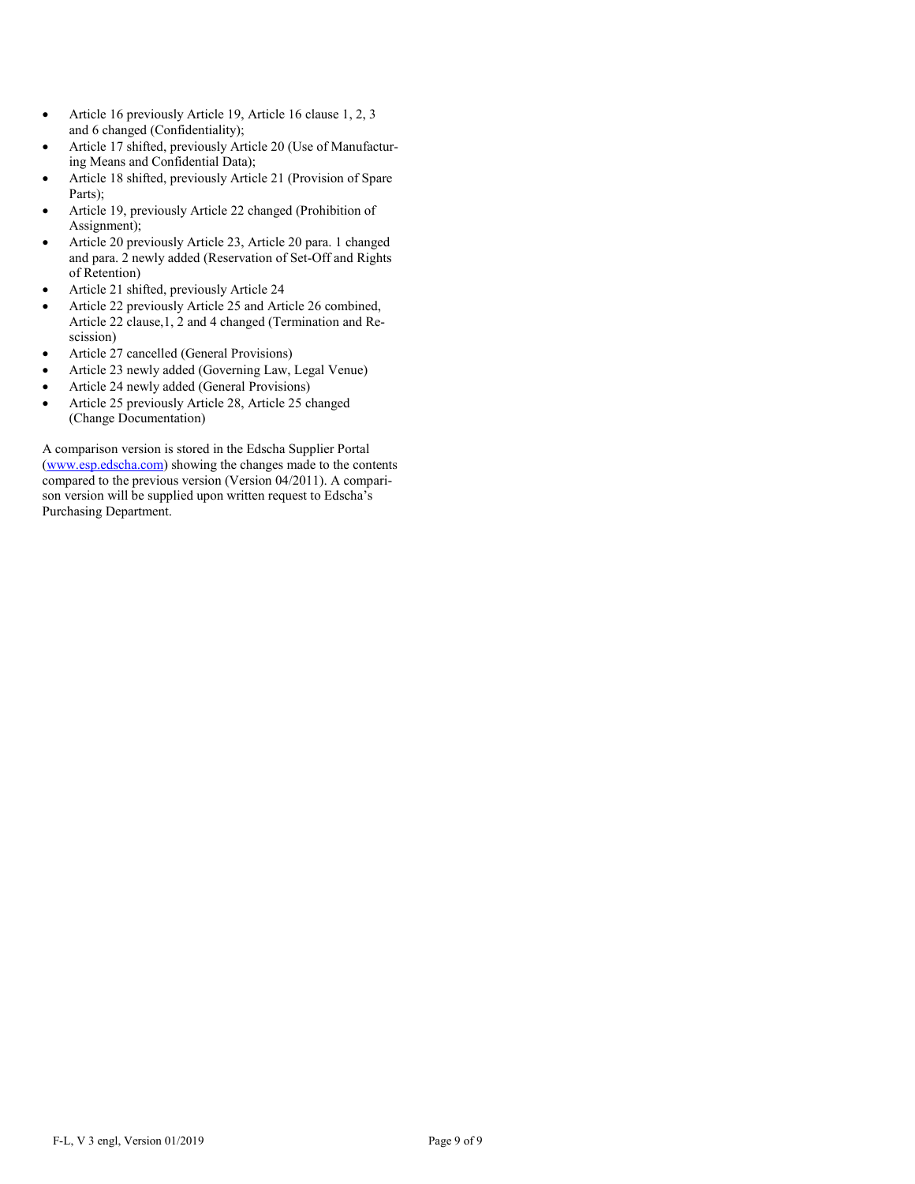- Article 16 previously Article 19, Article 16 clause 1, 2, 3 and 6 changed (Confidentiality);
- Article 17 shifted, previously Article 20 (Use of Manufacturing Means and Confidential Data);
- Article 18 shifted, previously Article 21 (Provision of Spare Parts);
- Article 19, previously Article 22 changed (Prohibition of Assignment);
- Article 20 previously Article 23, Article 20 para. 1 changed and para. 2 newly added (Reservation of Set-Off and Rights of Retention)
- Article 21 shifted, previously Article 24
- Article 22 previously Article 25 and Article 26 combined, Article 22 clause,1, 2 and 4 changed (Termination and Rescission)
- Article 27 cancelled (General Provisions)
- Article 23 newly added (Governing Law, Legal Venue)
- Article 24 newly added (General Provisions)
- Article 25 previously Article 28, Article 25 changed (Change Documentation)

A comparison version is stored in the Edscha Supplier Portal (www.esp.edscha.com) showing the changes made to the contents compared to the previous version (Version 04/2011). A comparison version will be supplied upon written request to Edscha's Purchasing Department.